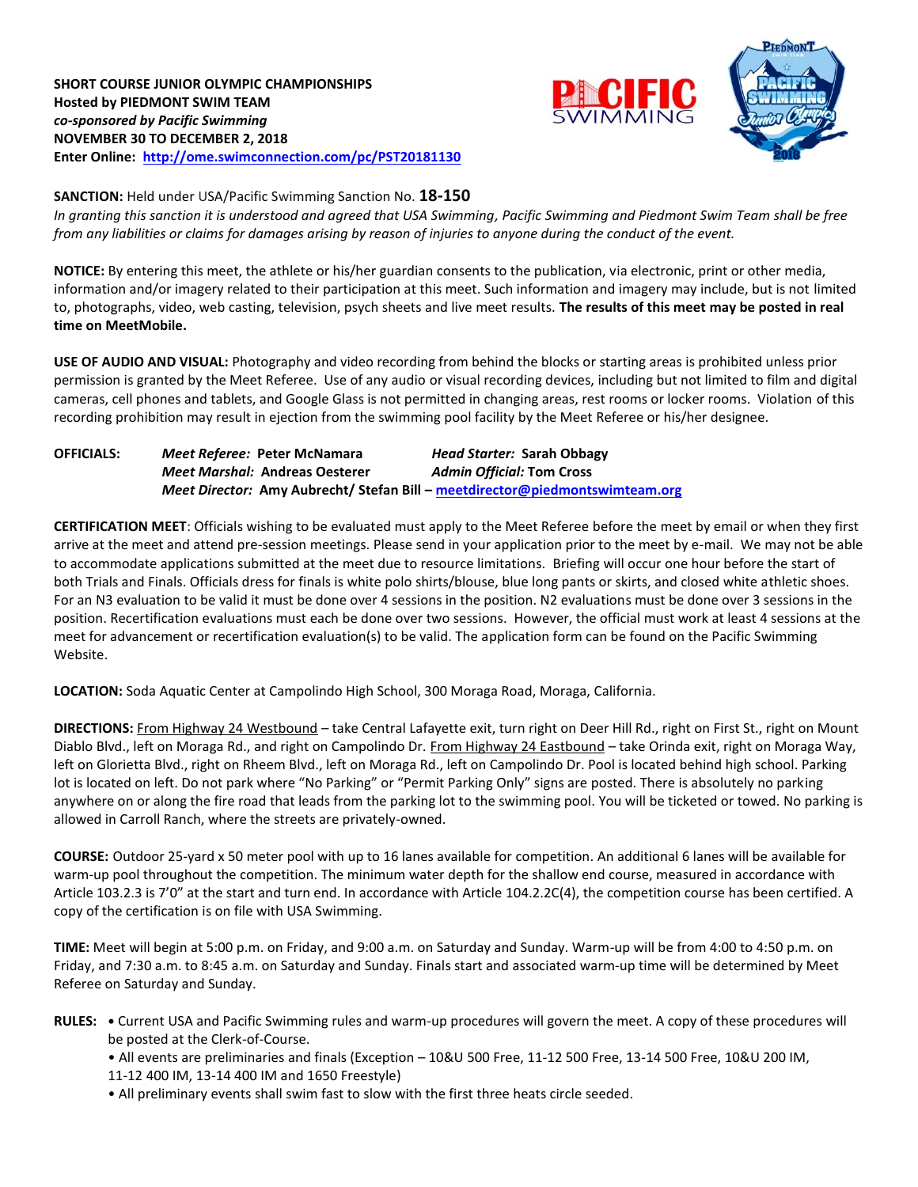**SHORT COURSE JUNIOR OLYMPIC CHAMPIONSHIPS**
**Hosted by PIEDMONT SWIM TEAM**
***co-sponsored by Pacific Swimming***
**NOVEMBER 30 TO DECEMBER 2, 2018**
**Enter Online: http://ome.swimconnection.com/pc/PST20181130**

**SANCTION:** Held under USA/Pacific Swimming Sanction No. **18-150**
*In granting this sanction it is understood and agreed that USA Swimming, Pacific Swimming and Piedmont Swim Team shall be free from any liabilities or claims for damages arising by reason of injuries to anyone during the conduct of the event.*

**NOTICE:** By entering this meet, the athlete or his/her guardian consents to the publication, via electronic, print or other media, information and/or imagery related to their participation at this meet. Such information and imagery may include, but is not limited to, photographs, video, web casting, television, psych sheets and live meet results. **The results of this meet may be posted in real time on MeetMobile.**

**USE OF AUDIO AND VISUAL:** Photography and video recording from behind the blocks or starting areas is prohibited unless prior permission is granted by the Meet Referee. Use of any audio or visual recording devices, including but not limited to film and digital cameras, cell phones and tablets, and Google Glass is not permitted in changing areas, rest rooms or locker rooms. Violation of this recording prohibition may result in ejection from the swimming pool facility by the Meet Referee or his/her designee.

**OFFICIALS:**
*Meet Referee:* **Peter McNamara** — *Head Starter:* **Sarah Obbagy**
*Meet Marshal:* **Andreas Oesterer** — *Admin Official:* **Tom Cross**
*Meet Director:* **Amy Aubrecht/ Stefan Bill – meetdirector@piedmontswimteam.org**

**CERTIFICATION MEET**: Officials wishing to be evaluated must apply to the Meet Referee before the meet by email or when they first arrive at the meet and attend pre-session meetings. Please send in your application prior to the meet by e-mail. We may not be able to accommodate applications submitted at the meet due to resource limitations. Briefing will occur one hour before the start of both Trials and Finals. Officials dress for finals is white polo shirts/blouse, blue long pants or skirts, and closed white athletic shoes. For an N3 evaluation to be valid it must be done over 4 sessions in the position. N2 evaluations must be done over 3 sessions in the position. Recertification evaluations must each be done over two sessions. However, the official must work at least 4 sessions at the meet for advancement or recertification evaluation(s) to be valid. The application form can be found on the Pacific Swimming Website.

**LOCATION:** Soda Aquatic Center at Campolindo High School, 300 Moraga Road, Moraga, California.

**DIRECTIONS:** From Highway 24 Westbound – take Central Lafayette exit, turn right on Deer Hill Rd., right on First St., right on Mount Diablo Blvd., left on Moraga Rd., and right on Campolindo Dr. From Highway 24 Eastbound – take Orinda exit, right on Moraga Way, left on Glorietta Blvd., right on Rheem Blvd., left on Moraga Rd., left on Campolindo Dr. Pool is located behind high school. Parking lot is located on left. Do not park where "No Parking" or "Permit Parking Only" signs are posted. There is absolutely no parking anywhere on or along the fire road that leads from the parking lot to the swimming pool. You will be ticketed or towed. No parking is allowed in Carroll Ranch, where the streets are privately-owned.

**COURSE:** Outdoor 25-yard x 50 meter pool with up to 16 lanes available for competition. An additional 6 lanes will be available for warm-up pool throughout the competition. The minimum water depth for the shallow end course, measured in accordance with Article 103.2.3 is 7'0" at the start and turn end. In accordance with Article 104.2.2C(4), the competition course has been certified. A copy of the certification is on file with USA Swimming.

**TIME:** Meet will begin at 5:00 p.m. on Friday, and 9:00 a.m. on Saturday and Sunday. Warm-up will be from 4:00 to 4:50 p.m. on Friday, and 7:30 a.m. to 8:45 a.m. on Saturday and Sunday. Finals start and associated warm-up time will be determined by Meet Referee on Saturday and Sunday.

**RULES:**
- Current USA and Pacific Swimming rules and warm-up procedures will govern the meet. A copy of these procedures will be posted at the Clerk-of-Course.
- All events are preliminaries and finals (Exception – 10&U 500 Free, 11-12 500 Free, 13-14 500 Free, 10&U 200 IM, 11-12 400 IM, 13-14 400 IM and 1650 Freestyle)
- All preliminary events shall swim fast to slow with the first three heats circle seeded.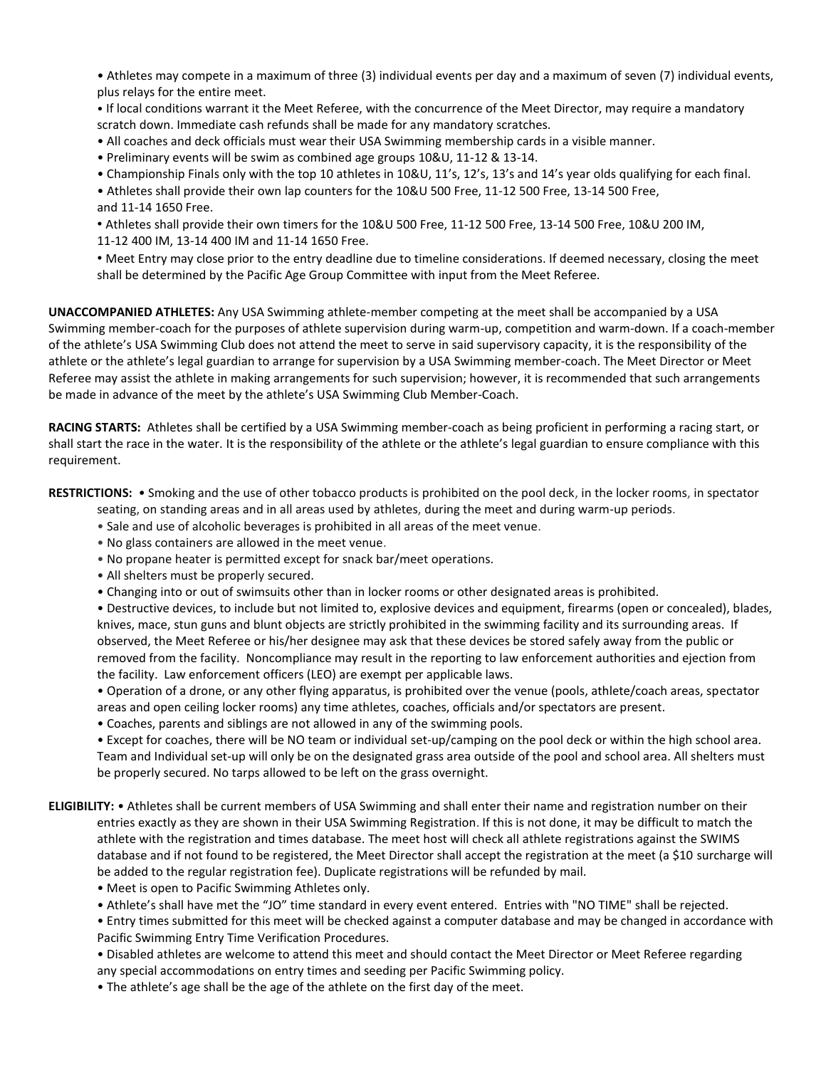- Athletes may compete in a maximum of three (3) individual events per day and a maximum of seven (7) individual events, plus relays for the entire meet.
- If local conditions warrant it the Meet Referee, with the concurrence of the Meet Director, may require a mandatory scratch down. Immediate cash refunds shall be made for any mandatory scratches.
- All coaches and deck officials must wear their USA Swimming membership cards in a visible manner.
- Preliminary events will be swim as combined age groups 10&U, 11-12 & 13-14.
- Championship Finals only with the top 10 athletes in 10&U, 11's, 12's, 13's and 14's year olds qualifying for each final.
- Athletes shall provide their own lap counters for the 10&U 500 Free, 11-12 500 Free, 13-14 500 Free, and 11-14 1650 Free.
- Athletes shall provide their own timers for the 10&U 500 Free, 11-12 500 Free, 13-14 500 Free, 10&U 200 IM, 11-12 400 IM, 13-14 400 IM and 11-14 1650 Free.
- Meet Entry may close prior to the entry deadline due to timeline considerations. If deemed necessary, closing the meet shall be determined by the Pacific Age Group Committee with input from the Meet Referee.

**UNACCOMPANIED ATHLETES:** Any USA Swimming athlete-member competing at the meet shall be accompanied by a USA Swimming member-coach for the purposes of athlete supervision during warm-up, competition and warm-down. If a coach-member of the athlete's USA Swimming Club does not attend the meet to serve in said supervisory capacity, it is the responsibility of the athlete or the athlete's legal guardian to arrange for supervision by a USA Swimming member-coach. The Meet Director or Meet Referee may assist the athlete in making arrangements for such supervision; however, it is recommended that such arrangements be made in advance of the meet by the athlete's USA Swimming Club Member-Coach.

**RACING STARTS:** Athletes shall be certified by a USA Swimming member-coach as being proficient in performing a racing start, or shall start the race in the water. It is the responsibility of the athlete or the athlete's legal guardian to ensure compliance with this requirement.

**RESTRICTIONS:**
- Smoking and the use of other tobacco products is prohibited on the pool deck, in the locker rooms, in spectator seating, on standing areas and in all areas used by athletes, during the meet and during warm-up periods.
- Sale and use of alcoholic beverages is prohibited in all areas of the meet venue.
- No glass containers are allowed in the meet venue.
- No propane heater is permitted except for snack bar/meet operations.
- All shelters must be properly secured.
- Changing into or out of swimsuits other than in locker rooms or other designated areas is prohibited.
- Destructive devices, to include but not limited to, explosive devices and equipment, firearms (open or concealed), blades, knives, mace, stun guns and blunt objects are strictly prohibited in the swimming facility and its surrounding areas. If observed, the Meet Referee or his/her designee may ask that these devices be stored safely away from the public or removed from the facility. Noncompliance may result in the reporting to law enforcement authorities and ejection from the facility. Law enforcement officers (LEO) are exempt per applicable laws.
- Operation of a drone, or any other flying apparatus, is prohibited over the venue (pools, athlete/coach areas, spectator areas and open ceiling locker rooms) any time athletes, coaches, officials and/or spectators are present.
- Coaches, parents and siblings are not allowed in any of the swimming pools.
- Except for coaches, there will be NO team or individual set-up/camping on the pool deck or within the high school area. Team and Individual set-up will only be on the designated grass area outside of the pool and school area. All shelters must be properly secured. No tarps allowed to be left on the grass overnight.

**ELIGIBILITY:**
- Athletes shall be current members of USA Swimming and shall enter their name and registration number on their entries exactly as they are shown in their USA Swimming Registration. If this is not done, it may be difficult to match the athlete with the registration and times database. The meet host will check all athlete registrations against the SWIMS database and if not found to be registered, the Meet Director shall accept the registration at the meet (a $10 surcharge will be added to the regular registration fee). Duplicate registrations will be refunded by mail.
- Meet is open to Pacific Swimming Athletes only.
- Athlete's shall have met the "JO" time standard in every event entered. Entries with "NO TIME" shall be rejected.
- Entry times submitted for this meet will be checked against a computer database and may be changed in accordance with Pacific Swimming Entry Time Verification Procedures.
- Disabled athletes are welcome to attend this meet and should contact the Meet Director or Meet Referee regarding any special accommodations on entry times and seeding per Pacific Swimming policy.
- The athlete's age shall be the age of the athlete on the first day of the meet.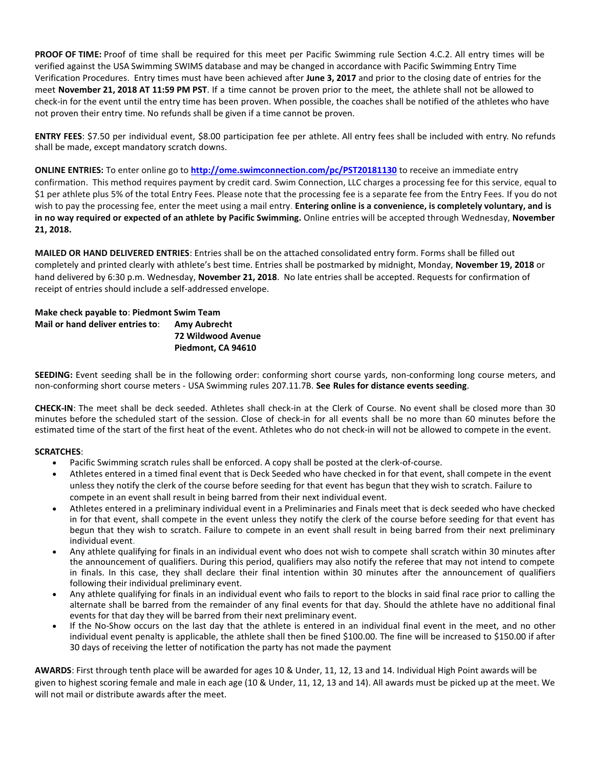**PROOF OF TIME:** Proof of time shall be required for this meet per Pacific Swimming rule Section 4.C.2. All entry times will be verified against the USA Swimming SWIMS database and may be changed in accordance with Pacific Swimming Entry Time Verification Procedures. Entry times must have been achieved after **June 3, 2017** and prior to the closing date of entries for the meet **November 21, 2018 AT 11:59 PM PST**. If a time cannot be proven prior to the meet, the athlete shall not be allowed to check-in for the event until the entry time has been proven. When possible, the coaches shall be notified of the athletes who have not proven their entry time. No refunds shall be given if a time cannot be proven.

**ENTRY FEES**: $7.50 per individual event, $8.00 participation fee per athlete. All entry fees shall be included with entry. No refunds shall be made, except mandatory scratch downs.

**ONLINE ENTRIES:** To enter online go to **http://ome.swimconnection.com/pc/PST20181130** to receive an immediate entry confirmation. This method requires payment by credit card. Swim Connection, LLC charges a processing fee for this service, equal to $1 per athlete plus 5% of the total Entry Fees. Please note that the processing fee is a separate fee from the Entry Fees. If you do not wish to pay the processing fee, enter the meet using a mail entry. **Entering online is a convenience, is completely voluntary, and is in no way required or expected of an athlete by Pacific Swimming.** Online entries will be accepted through Wednesday, **November 21, 2018.**

**MAILED OR HAND DELIVERED ENTRIES**: Entries shall be on the attached consolidated entry form. Forms shall be filled out completely and printed clearly with athlete's best time. Entries shall be postmarked by midnight, Monday, **November 19, 2018** or hand delivered by 6:30 p.m. Wednesday, **November 21, 2018**. No late entries shall be accepted. Requests for confirmation of receipt of entries should include a self-addressed envelope.

**Make check payable to**: **Piedmont Swim Team**
**Mail or hand deliver entries to**: **Amy Aubrecht**
**72 Wildwood Avenue**
**Piedmont, CA 94610**

**SEEDING:** Event seeding shall be in the following order: conforming short course yards, non-conforming long course meters, and non-conforming short course meters - USA Swimming rules 207.11.7B. **See Rules for distance events seeding**.

**CHECK-IN**: The meet shall be deck seeded. Athletes shall check-in at the Clerk of Course. No event shall be closed more than 30 minutes before the scheduled start of the session. Close of check-in for all events shall be no more than 60 minutes before the estimated time of the start of the first heat of the event. Athletes who do not check-in will not be allowed to compete in the event.

**SCRATCHES**:

- Pacific Swimming scratch rules shall be enforced. A copy shall be posted at the clerk-of-course.
- Athletes entered in a timed final event that is Deck Seeded who have checked in for that event, shall compete in the event unless they notify the clerk of the course before seeding for that event has begun that they wish to scratch. Failure to compete in an event shall result in being barred from their next individual event.
- Athletes entered in a preliminary individual event in a Preliminaries and Finals meet that is deck seeded who have checked in for that event, shall compete in the event unless they notify the clerk of the course before seeding for that event has begun that they wish to scratch. Failure to compete in an event shall result in being barred from their next preliminary individual event.
- Any athlete qualifying for finals in an individual event who does not wish to compete shall scratch within 30 minutes after the announcement of qualifiers. During this period, qualifiers may also notify the referee that may not intend to compete in finals. In this case, they shall declare their final intention within 30 minutes after the announcement of qualifiers following their individual preliminary event.
- Any athlete qualifying for finals in an individual event who fails to report to the blocks in said final race prior to calling the alternate shall be barred from the remainder of any final events for that day. Should the athlete have no additional final events for that day they will be barred from their next preliminary event.
- If the No-Show occurs on the last day that the athlete is entered in an individual final event in the meet, and no other individual event penalty is applicable, the athlete shall then be fined $100.00. The fine will be increased to $150.00 if after 30 days of receiving the letter of notification the party has not made the payment

**AWARDS**: First through tenth place will be awarded for ages 10 & Under, 11, 12, 13 and 14. Individual High Point awards will be given to highest scoring female and male in each age (10 & Under, 11, 12, 13 and 14). All awards must be picked up at the meet. We will not mail or distribute awards after the meet.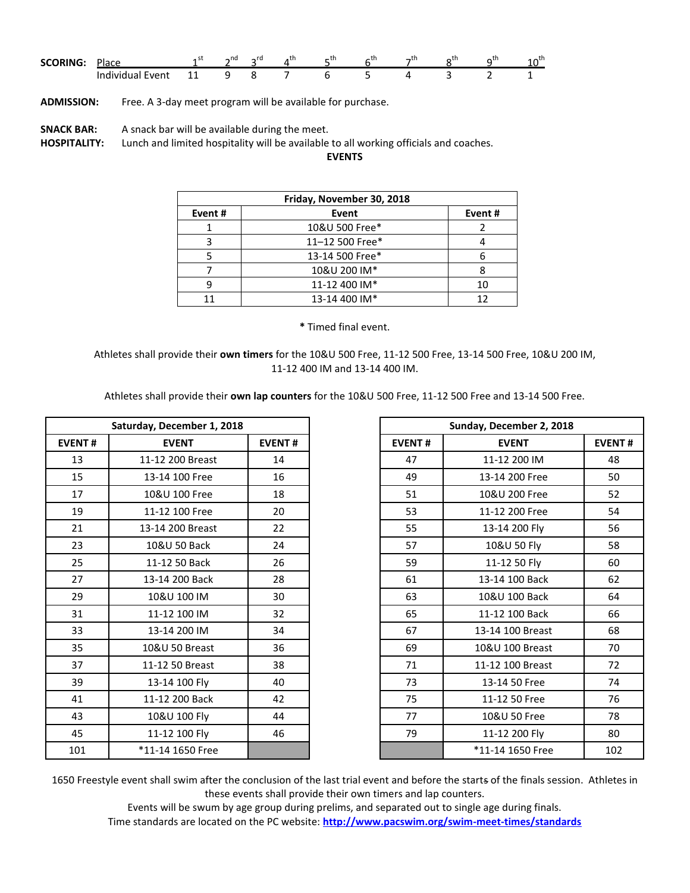**SCORING:**

| Place | 1st | 2nd | 3rd | 4th | 5th | 6th | 7th | 8th | 9th | 10th |
|---|---|---|---|---|---|---|---|---|---|---|
| Individual Event | 11 | 9 | 8 | 7 | 6 | 5 | 4 | 3 | 2 | 1 |

**ADMISSION:** Free. A 3-day meet program will be available for purchase.

**SNACK BAR:** A snack bar will be available during the meet.

**HOSPITALITY:** Lunch and limited hospitality will be available to all working officials and coaches.

**EVENTS**

| Friday, November 30, 2018 | | |
|---|---|---|
| **Event #** | **Event** | **Event #** |
| 1 | 10&U 500 Free* | 2 |
| 3 | 11–12 500 Free* | 4 |
| 5 | 13-14 500 Free* | 6 |
| 7 | 10&U 200 IM* | 8 |
| 9 | 11-12 400 IM* | 10 |
| 11 | 13-14 400 IM* | 12 |

**\*** Timed final event.

Athletes shall provide their **own timers** for the 10&U 500 Free, 11-12 500 Free, 13-14 500 Free, 10&U 200 IM, 11-12 400 IM and 13-14 400 IM.

Athletes shall provide their **own lap counters** for the 10&U 500 Free, 11-12 500 Free and 13-14 500 Free.

| Saturday, December 1, 2018 | | |
|---|---|---|
| **EVENT #** | **EVENT** | **EVENT #** |
| 13 | 11-12 200 Breast | 14 |
| 15 | 13-14 100 Free | 16 |
| 17 | 10&U 100 Free | 18 |
| 19 | 11-12 100 Free | 20 |
| 21 | 13-14 200 Breast | 22 |
| 23 | 10&U 50 Back | 24 |
| 25 | 11-12 50 Back | 26 |
| 27 | 13-14 200 Back | 28 |
| 29 | 10&U 100 IM | 30 |
| 31 | 11-12 100 IM | 32 |
| 33 | 13-14 200 IM | 34 |
| 35 | 10&U 50 Breast | 36 |
| 37 | 11-12 50 Breast | 38 |
| 39 | 13-14 100 Fly | 40 |
| 41 | 11-12 200 Back | 42 |
| 43 | 10&U 100 Fly | 44 |
| 45 | 11-12 100 Fly | 46 |
| 101 | *11-14 1650 Free | |

| Sunday, December 2, 2018 | | |
|---|---|---|
| **EVENT #** | **EVENT** | **EVENT #** |
| 47 | 11-12 200 IM | 48 |
| 49 | 13-14 200 Free | 50 |
| 51 | 10&U 200 Free | 52 |
| 53 | 11-12 200 Free | 54 |
| 55 | 13-14 200 Fly | 56 |
| 57 | 10&U 50 Fly | 58 |
| 59 | 11-12 50 Fly | 60 |
| 61 | 13-14 100 Back | 62 |
| 63 | 10&U 100 Back | 64 |
| 65 | 11-12 100 Back | 66 |
| 67 | 13-14 100 Breast | 68 |
| 69 | 10&U 100 Breast | 70 |
| 71 | 11-12 100 Breast | 72 |
| 73 | 13-14 50 Free | 74 |
| 75 | 11-12 50 Free | 76 |
| 77 | 10&U 50 Free | 78 |
| 79 | 11-12 200 Fly | 80 |
| | *11-14 1650 Free | 102 |

1650 Freestyle event shall swim after the conclusion of the last trial event and before the starts of the finals session. Athletes in these events shall provide their own timers and lap counters.

Events will be swum by age group during prelims, and separated out to single age during finals.

Time standards are located on the PC website: **http://www.pacswim.org/swim-meet-times/standards**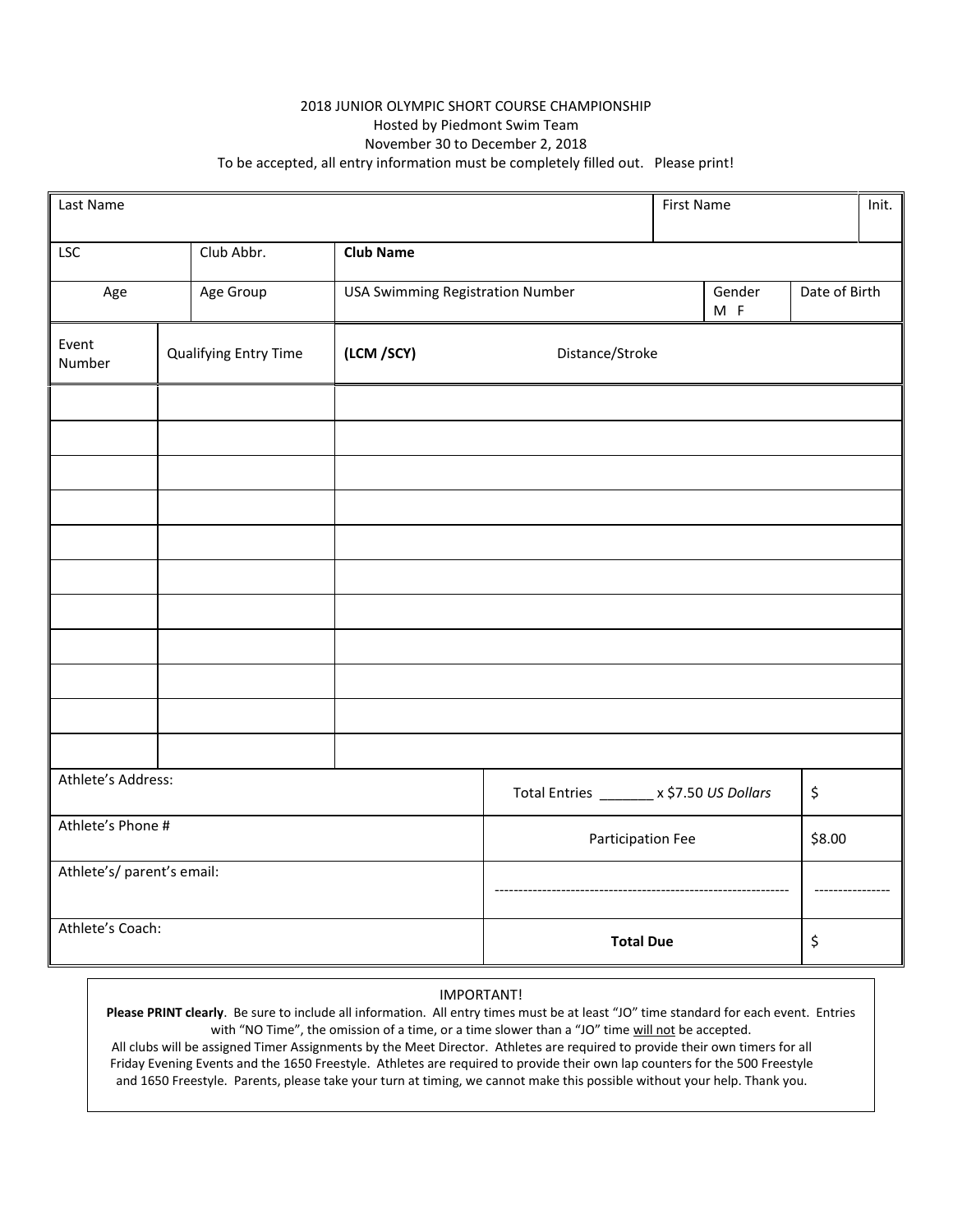2018 JUNIOR OLYMPIC SHORT COURSE CHAMPIONSHIP

Hosted by Piedmont Swim Team

November 30 to December 2, 2018

To be accepted, all entry information must be completely filled out. Please print!

| Last Name | | | First Name | Init. |
|---|---|---|---|---|
| LSC | Club Abbr. | **Club Name** | | |
| Age | Age Group | USA Swimming Registration Number | Gender M F | Date of Birth |

| Event Number | Qualifying Entry Time | **(LCM /SCY)** Distance/Stroke |
|---|---|---|
| | | |
| | | |
| | | |
| | | |
| | | |
| | | |
| | | |
| | | |
| | | |
| | | |
| | | |

| | | |
|---|---|---|
| Athlete's Address: | Total Entries _______ x $7.50 *US Dollars* | $ |
| Athlete's Phone # | Participation Fee | $8.00 |
| Athlete's/ parent's email: | -------------------------------------------------------------- | ---------------- |
| Athlete's Coach: | **Total Due** | $ |

IMPORTANT!

**Please PRINT clearly**. Be sure to include all information. All entry times must be at least "JO" time standard for each event. Entries with "NO Time", the omission of a time, or a time slower than a "JO" time will not be accepted.

All clubs will be assigned Timer Assignments by the Meet Director. Athletes are required to provide their own timers for all Friday Evening Events and the 1650 Freestyle. Athletes are required to provide their own lap counters for the 500 Freestyle and 1650 Freestyle. Parents, please take your turn at timing, we cannot make this possible without your help. Thank you.